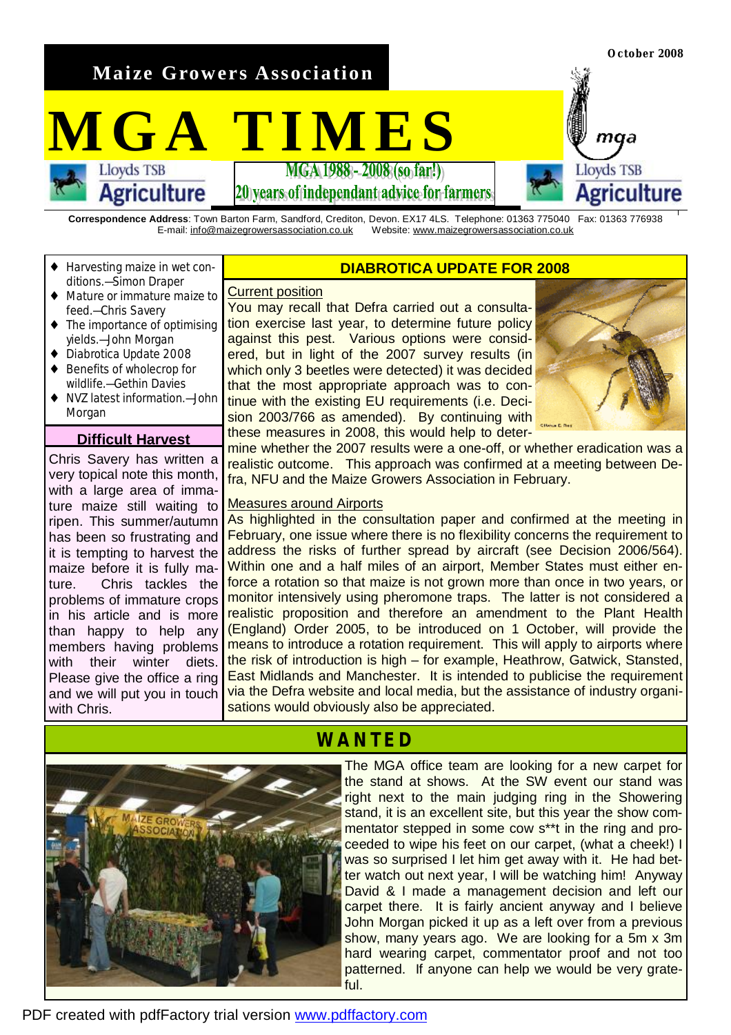October 2008

**Maize Growers Association**

# MGA TIMES

**MGA 1988 - 2008 (so far!)**
**20 years of independant advice for farmers**

**Correspondence Address**: Town Barton Farm, Sandford, Crediton, Devon. EX17 4LS. Telephone: 01363 775040 Fax: 01363 776938
E-mail: info@maizegrowersassociation.co.uk Website: www.maizegrowersassociation.co.uk

- Harvesting maize in wet conditions.—Simon Draper
- Mature or immature maize to feed.—Chris Savery
- The importance of optimising yields.—John Morgan
- Diabrotica Update 2008
- Benefits of wholecrop for wildlife.—Gethin Davies
- NVZ latest information.—John Morgan

## Difficult Harvest

Chris Savery has written a very topical note this month, with a large area of immature maize still waiting to ripen. This summer/autumn has been so frustrating and it is tempting to harvest the maize before it is fully mature. Chris tackles the problems of immature crops in his article and is more than happy to help any members having problems with their winter diets. Please give the office a ring and we will put you in touch with Chris.

## DIABROTICA UPDATE FOR 2008

Current position

You may recall that Defra carried out a consultation exercise last year, to determine future policy against this pest. Various options were considered, but in light of the 2007 survey results (in which only 3 beetles were detected) it was decided that the most appropriate approach was to continue with the existing EU requirements (i.e. Decision 2003/766 as amended). By continuing with these measures in 2008, this would help to determine whether the 2007 results were a one-off, or whether eradication was a realistic outcome. This approach was confirmed at a meeting between Defra, NFU and the Maize Growers Association in February.

Measures around Airports

As highlighted in the consultation paper and confirmed at the meeting in February, one issue where there is no flexibility concerns the requirement to address the risks of further spread by aircraft (see Decision 2006/564). Within one and a half miles of an airport, Member States must either enforce a rotation so that maize is not grown more than once in two years, or monitor intensively using pheromone traps. The latter is not considered a realistic proposition and therefore an amendment to the Plant Health (England) Order 2005, to be introduced on 1 October, will provide the means to introduce a rotation requirement. This will apply to airports where the risk of introduction is high – for example, Heathrow, Gatwick, Stansted, East Midlands and Manchester. It is intended to publicise the requirement via the Defra website and local media, but the assistance of industry organisations would obviously also be appreciated.

## WANTED

The MGA office team are looking for a new carpet for the stand at shows. At the SW event our stand was right next to the main judging ring in the Showering stand, it is an excellent site, but this year the show commentator stepped in some cow s**t in the ring and proceeded to wipe his feet on our carpet, (what a cheek!) I was so surprised I let him get away with it. He had better watch out next year, I will be watching him! Anyway David & I made a management decision and left our carpet there. It is fairly ancient anyway and I believe John Morgan picked it up as a left over from a previous show, many years ago. We are looking for a 5m x 3m hard wearing carpet, commentator proof and not too patterned. If anyone can help we would be very grateful.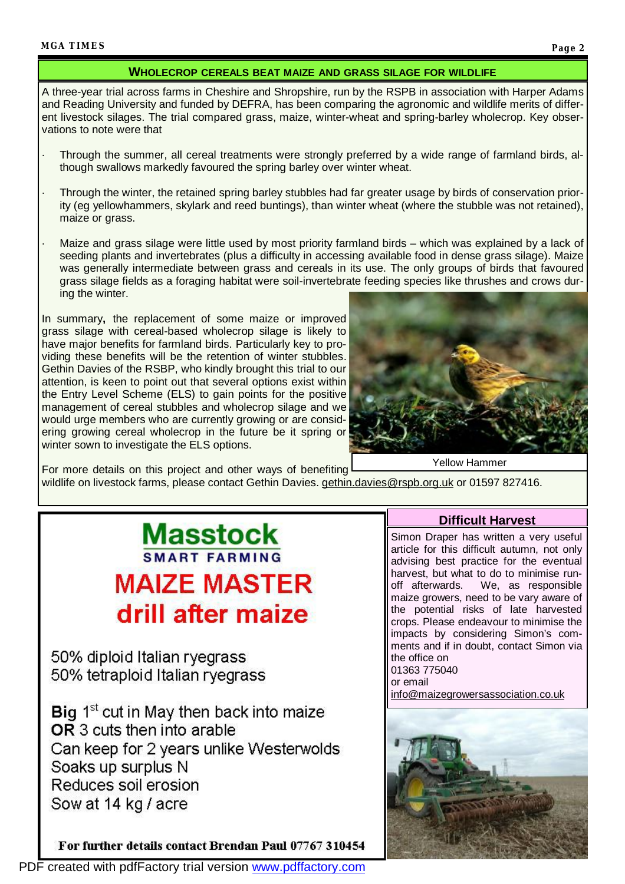## WHOLECROP CEREALS BEAT MAIZE AND GRASS SILAGE FOR WILDLIFE

A three-year trial across farms in Cheshire and Shropshire, run by the RSPB in association with Harper Adams and Reading University and funded by DEFRA, has been comparing the agronomic and wildlife merits of different livestock silages. The trial compared grass, maize, winter-wheat and spring-barley wholecrop. Key observations to note were that

- Through the summer, all cereal treatments were strongly preferred by a wide range of farmland birds, although swallows markedly favoured the spring barley over winter wheat.
- Through the winter, the retained spring barley stubbles had far greater usage by birds of conservation priority (eg yellowhammers, skylark and reed buntings), than winter wheat (where the stubble was not retained), maize or grass.
- Maize and grass silage were little used by most priority farmland birds – which was explained by a lack of seeding plants and invertebrates (plus a difficulty in accessing available food in dense grass silage). Maize was generally intermediate between grass and cereals in its use. The only groups of birds that favoured grass silage fields as a foraging habitat were soil-invertebrate feeding species like thrushes and crows during the winter.

In summary**,** the replacement of some maize or improved grass silage with cereal-based wholecrop silage is likely to have major benefits for farmland birds. Particularly key to providing these benefits will be the retention of winter stubbles. Gethin Davies of the RSBP, who kindly brought this trial to our attention, is keen to point out that several options exist within the Entry Level Scheme (ELS) to gain points for the positive management of cereal stubbles and wholecrop silage and we would urge members who are currently growing or are considering growing cereal wholecrop in the future be it spring or winter sown to investigate the ELS options.

Yellow Hammer

For more details on this project and other ways of benefiting wildlife on livestock farms, please contact Gethin Davies. gethin.davies@rspb.org.uk or 01597 827416.

**Masstock**
**SMART FARMING**

**MAIZE MASTER**
**drill after maize**

50% diploid Italian ryegrass
50% tetraploid Italian ryegrass

**Big** 1st cut in May then back into maize
**OR** 3 cuts then into arable
Can keep for 2 years unlike Westerwolds
Soaks up surplus N
Reduces soil erosion
Sow at 14 kg / acre

**For further details contact Brendan Paul 07767 310454**

### Difficult Harvest

Simon Draper has written a very useful article for this difficult autumn, not only advising best practice for the eventual harvest, but what to do to minimise run-off afterwards. We, as responsible maize growers, need to be vary aware of the potential risks of late harvested crops. Please endeavour to minimise the impacts by considering Simon's comments and if in doubt, contact Simon via the office on
01363 775040
or email
info@maizegrowersassociation.co.uk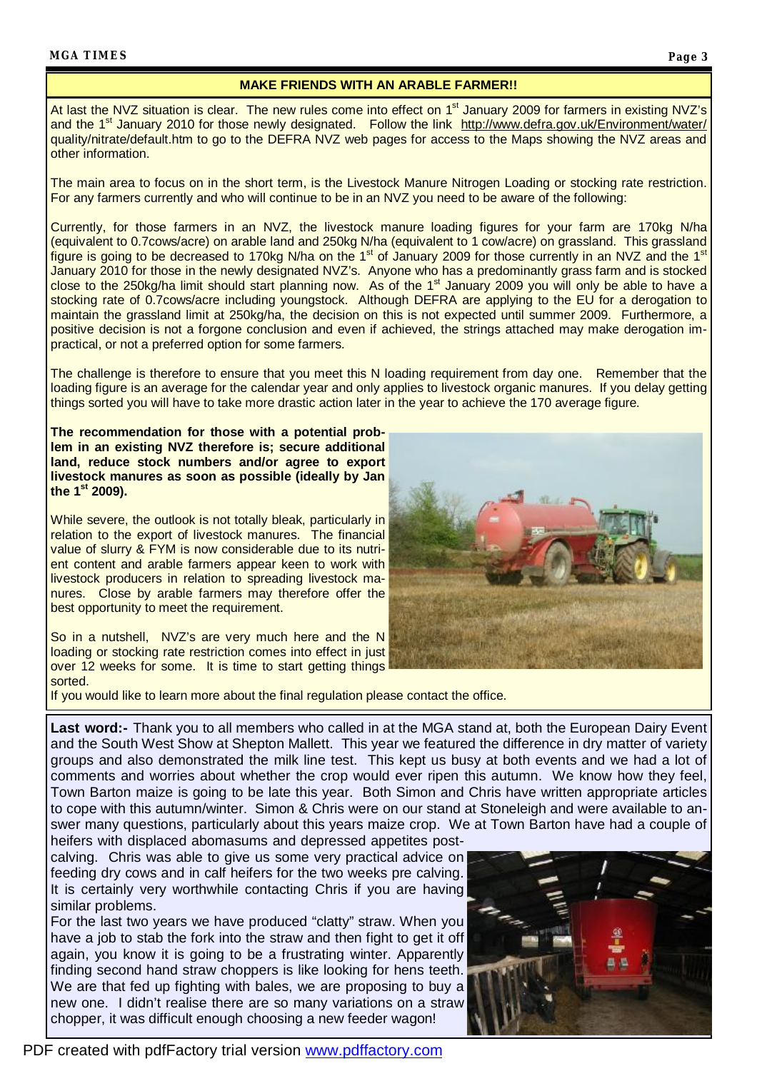## MAKE FRIENDS WITH AN ARABLE FARMER!!

At last the NVZ situation is clear. The new rules come into effect on 1st January 2009 for farmers in existing NVZ's and the 1st January 2010 for those newly designated. Follow the link http://www.defra.gov.uk/Environment/water/quality/nitrate/default.htm to go to the DEFRA NVZ web pages for access to the Maps showing the NVZ areas and other information.

The main area to focus on in the short term, is the Livestock Manure Nitrogen Loading or stocking rate restriction. For any farmers currently and who will continue to be in an NVZ you need to be aware of the following:

Currently, for those farmers in an NVZ, the livestock manure loading figures for your farm are 170kg N/ha (equivalent to 0.7cows/acre) on arable land and 250kg N/ha (equivalent to 1 cow/acre) on grassland. This grassland figure is going to be decreased to 170kg N/ha on the 1st of January 2009 for those currently in an NVZ and the 1st January 2010 for those in the newly designated NVZ's. Anyone who has a predominantly grass farm and is stocked close to the 250kg/ha limit should start planning now. As of the 1st January 2009 you will only be able to have a stocking rate of 0.7cows/acre including youngstock. Although DEFRA are applying to the EU for a derogation to maintain the grassland limit at 250kg/ha, the decision on this is not expected until summer 2009. Furthermore, a positive decision is not a forgone conclusion and even if achieved, the strings attached may make derogation impractical, or not a preferred option for some farmers.

The challenge is therefore to ensure that you meet this N loading requirement from day one. Remember that the loading figure is an average for the calendar year and only applies to livestock organic manures. If you delay getting things sorted you will have to take more drastic action later in the year to achieve the 170 average figure.

**The recommendation for those with a potential problem in an existing NVZ therefore is; secure additional land, reduce stock numbers and/or agree to export livestock manures as soon as possible (ideally by Jan the 1st 2009).**

While severe, the outlook is not totally bleak, particularly in relation to the export of livestock manures. The financial value of slurry & FYM is now considerable due to its nutrient content and arable farmers appear keen to work with livestock producers in relation to spreading livestock manures. Close by arable farmers may therefore offer the best opportunity to meet the requirement.

So in a nutshell, NVZ's are very much here and the N loading or stocking rate restriction comes into effect in just over 12 weeks for some. It is time to start getting things sorted.

If you would like to learn more about the final regulation please contact the office.

**Last word:-** Thank you to all members who called in at the MGA stand at, both the European Dairy Event and the South West Show at Shepton Mallett. This year we featured the difference in dry matter of variety groups and also demonstrated the milk line test. This kept us busy at both events and we had a lot of comments and worries about whether the crop would ever ripen this autumn. We know how they feel, Town Barton maize is going to be late this year. Both Simon and Chris have written appropriate articles to cope with this autumn/winter. Simon & Chris were on our stand at Stoneleigh and were available to answer many questions, particularly about this years maize crop. We at Town Barton have had a couple of heifers with displaced abomasums and depressed appetites post-calving. Chris was able to give us some very practical advice on feeding dry cows and in calf heifers for the two weeks pre calving. It is certainly very worthwhile contacting Chris if you are having similar problems.

For the last two years we have produced "clatty" straw. When you have a job to stab the fork into the straw and then fight to get it off again, you know it is going to be a frustrating winter. Apparently finding second hand straw choppers is like looking for hens teeth. We are that fed up fighting with bales, we are proposing to buy a new one. I didn't realise there are so many variations on a straw chopper, it was difficult enough choosing a new feeder wagon!